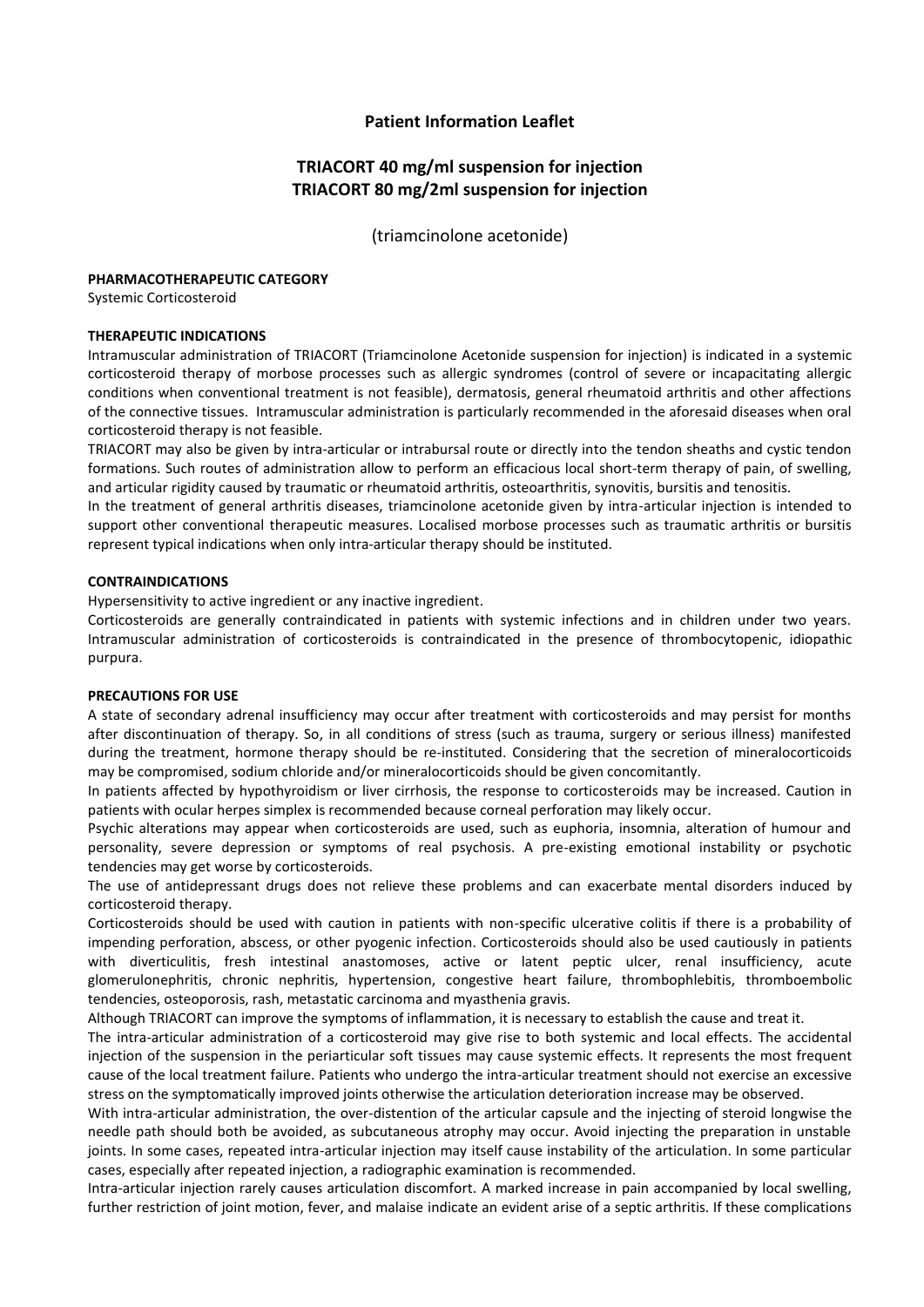# Patient Information Leaflet

## TRIACORT 40 mg/ml suspension for injection
## TRIACORT 80 mg/2ml suspension for injection

(triamcinolone acetonide)

**PHARMACOTHERAPEUTIC CATEGORY**

Systemic Corticosteroid

**THERAPEUTIC INDICATIONS**

Intramuscular administration of TRIACORT (Triamcinolone Acetonide suspension for injection) is indicated in a systemic corticosteroid therapy of morbose processes such as allergic syndromes (control of severe or incapacitating allergic conditions when conventional treatment is not feasible), dermatosis, general rheumatoid arthritis and other affections of the connective tissues. Intramuscular administration is particularly recommended in the aforesaid diseases when oral corticosteroid therapy is not feasible.

TRIACORT may also be given by intra-articular or intrabursal route or directly into the tendon sheaths and cystic tendon formations. Such routes of administration allow to perform an efficacious local short-term therapy of pain, of swelling, and articular rigidity caused by traumatic or rheumatoid arthritis, osteoarthritis, synovitis, bursitis and tenositis.

In the treatment of general arthritis diseases, triamcinolone acetonide given by intra-articular injection is intended to support other conventional therapeutic measures. Localised morbose processes such as traumatic arthritis or bursitis represent typical indications when only intra-articular therapy should be instituted.

**CONTRAINDICATIONS**

Hypersensitivity to active ingredient or any inactive ingredient.

Corticosteroids are generally contraindicated in patients with systemic infections and in children under two years. Intramuscular administration of corticosteroids is contraindicated in the presence of thrombocytopenic, idiopathic purpura.

**PRECAUTIONS FOR USE**

A state of secondary adrenal insufficiency may occur after treatment with corticosteroids and may persist for months after discontinuation of therapy. So, in all conditions of stress (such as trauma, surgery or serious illness) manifested during the treatment, hormone therapy should be re-instituted. Considering that the secretion of mineralocorticoids may be compromised, sodium chloride and/or mineralocorticoids should be given concomitantly.

In patients affected by hypothyroidism or liver cirrhosis, the response to corticosteroids may be increased. Caution in patients with ocular herpes simplex is recommended because corneal perforation may likely occur.

Psychic alterations may appear when corticosteroids are used, such as euphoria, insomnia, alteration of humour and personality, severe depression or symptoms of real psychosis. A pre-existing emotional instability or psychotic tendencies may get worse by corticosteroids.

The use of antidepressant drugs does not relieve these problems and can exacerbate mental disorders induced by corticosteroid therapy.

Corticosteroids should be used with caution in patients with non-specific ulcerative colitis if there is a probability of impending perforation, abscess, or other pyogenic infection. Corticosteroids should also be used cautiously in patients with diverticulitis, fresh intestinal anastomoses, active or latent peptic ulcer, renal insufficiency, acute glomerulonephritis, chronic nephritis, hypertension, congestive heart failure, thrombophlebitis, thromboembolic tendencies, osteoporosis, rash, metastatic carcinoma and myasthenia gravis.

Although TRIACORT can improve the symptoms of inflammation, it is necessary to establish the cause and treat it.

The intra-articular administration of a corticosteroid may give rise to both systemic and local effects. The accidental injection of the suspension in the periarticular soft tissues may cause systemic effects. It represents the most frequent cause of the local treatment failure. Patients who undergo the intra-articular treatment should not exercise an excessive stress on the symptomatically improved joints otherwise the articulation deterioration increase may be observed.

With intra-articular administration, the over-distention of the articular capsule and the injecting of steroid longwise the needle path should both be avoided, as subcutaneous atrophy may occur. Avoid injecting the preparation in unstable joints. In some cases, repeated intra-articular injection may itself cause instability of the articulation. In some particular cases, especially after repeated injection, a radiographic examination is recommended.

Intra-articular injection rarely causes articulation discomfort. A marked increase in pain accompanied by local swelling, further restriction of joint motion, fever, and malaise indicate an evident arise of a septic arthritis. If these complications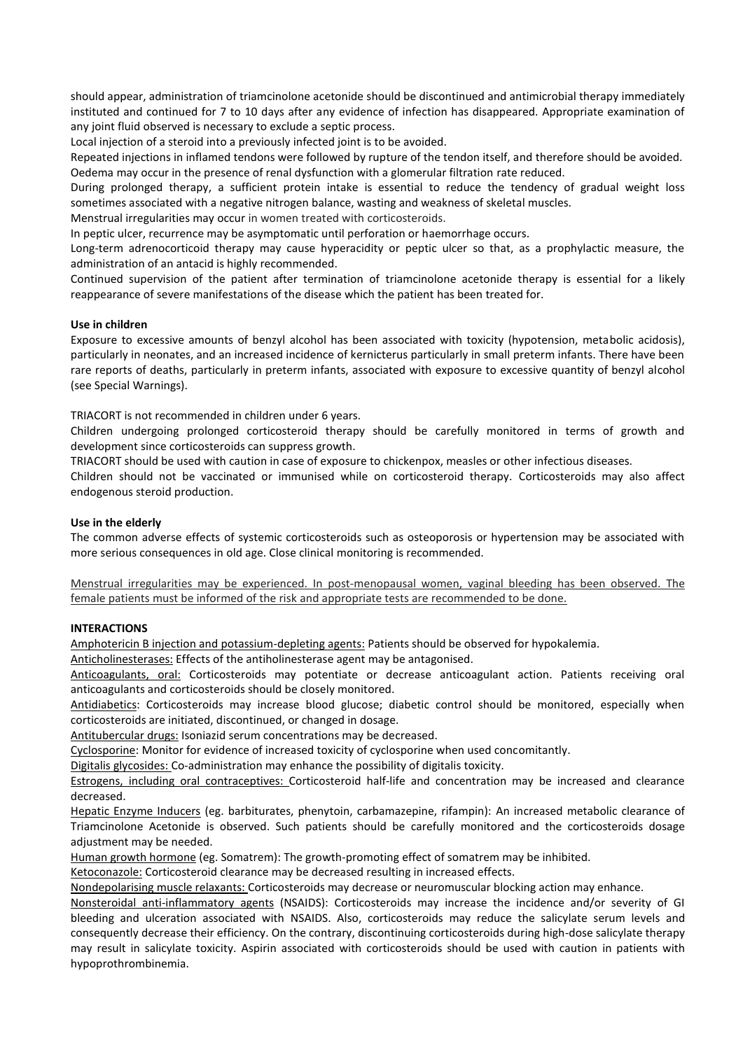should appear, administration of triamcinolone acetonide should be discontinued and antimicrobial therapy immediately instituted and continued for 7 to 10 days after any evidence of infection has disappeared. Appropriate examination of any joint fluid observed is necessary to exclude a septic process.

Local injection of a steroid into a previously infected joint is to be avoided.

Repeated injections in inflamed tendons were followed by rupture of the tendon itself, and therefore should be avoided.

Oedema may occur in the presence of renal dysfunction with a glomerular filtration rate reduced.

During prolonged therapy, a sufficient protein intake is essential to reduce the tendency of gradual weight loss sometimes associated with a negative nitrogen balance, wasting and weakness of skeletal muscles.

Menstrual irregularities may occur in women treated with corticosteroids.

In peptic ulcer, recurrence may be asymptomatic until perforation or haemorrhage occurs.

Long-term adrenocorticoid therapy may cause hyperacidity or peptic ulcer so that, as a prophylactic measure, the administration of an antacid is highly recommended.

Continued supervision of the patient after termination of triamcinolone acetonide therapy is essential for a likely reappearance of severe manifestations of the disease which the patient has been treated for.

**Use in children**

Exposure to excessive amounts of benzyl alcohol has been associated with toxicity (hypotension, metabolic acidosis), particularly in neonates, and an increased incidence of kernicterus particularly in small preterm infants. There have been rare reports of deaths, particularly in preterm infants, associated with exposure to excessive quantity of benzyl alcohol (see Special Warnings).

TRIACORT is not recommended in children under 6 years.

Children undergoing prolonged corticosteroid therapy should be carefully monitored in terms of growth and development since corticosteroids can suppress growth.

TRIACORT should be used with caution in case of exposure to chickenpox, measles or other infectious diseases.

Children should not be vaccinated or immunised while on corticosteroid therapy. Corticosteroids may also affect endogenous steroid production.

**Use in the elderly**

The common adverse effects of systemic corticosteroids such as osteoporosis or hypertension may be associated with more serious consequences in old age. Close clinical monitoring is recommended.

Menstrual irregularities may be experienced. In post-menopausal women, vaginal bleeding has been observed. The female patients must be informed of the risk and appropriate tests are recommended to be done.

**INTERACTIONS**

Amphotericin B injection and potassium-depleting agents: Patients should be observed for hypokalemia.

Anticholinesterases: Effects of the antiholinesterase agent may be antagonised.

Anticoagulants, oral: Corticosteroids may potentiate or decrease anticoagulant action. Patients receiving oral anticoagulants and corticosteroids should be closely monitored.

Antidiabetics: Corticosteroids may increase blood glucose; diabetic control should be monitored, especially when corticosteroids are initiated, discontinued, or changed in dosage.

Antitubercular drugs: Isoniazid serum concentrations may be decreased.

Cyclosporine: Monitor for evidence of increased toxicity of cyclosporine when used concomitantly.

Digitalis glycosides: Co-administration may enhance the possibility of digitalis toxicity.

Estrogens, including oral contraceptives: Corticosteroid half-life and concentration may be increased and clearance decreased.

Hepatic Enzyme Inducers (eg. barbiturates, phenytoin, carbamazepine, rifampin): An increased metabolic clearance of Triamcinolone Acetonide is observed. Such patients should be carefully monitored and the corticosteroids dosage adjustment may be needed.

Human growth hormone (eg. Somatrem): The growth-promoting effect of somatrem may be inhibited.

Ketoconazole: Corticosteroid clearance may be decreased resulting in increased effects.

Nondepolarising muscle relaxants: Corticosteroids may decrease or neuromuscular blocking action may enhance.

Nonsteroidal anti-inflammatory agents (NSAIDS): Corticosteroids may increase the incidence and/or severity of GI bleeding and ulceration associated with NSAIDS. Also, corticosteroids may reduce the salicylate serum levels and consequently decrease their efficiency. On the contrary, discontinuing corticosteroids during high-dose salicylate therapy may result in salicylate toxicity. Aspirin associated with corticosteroids should be used with caution in patients with hypoprothrombinemia.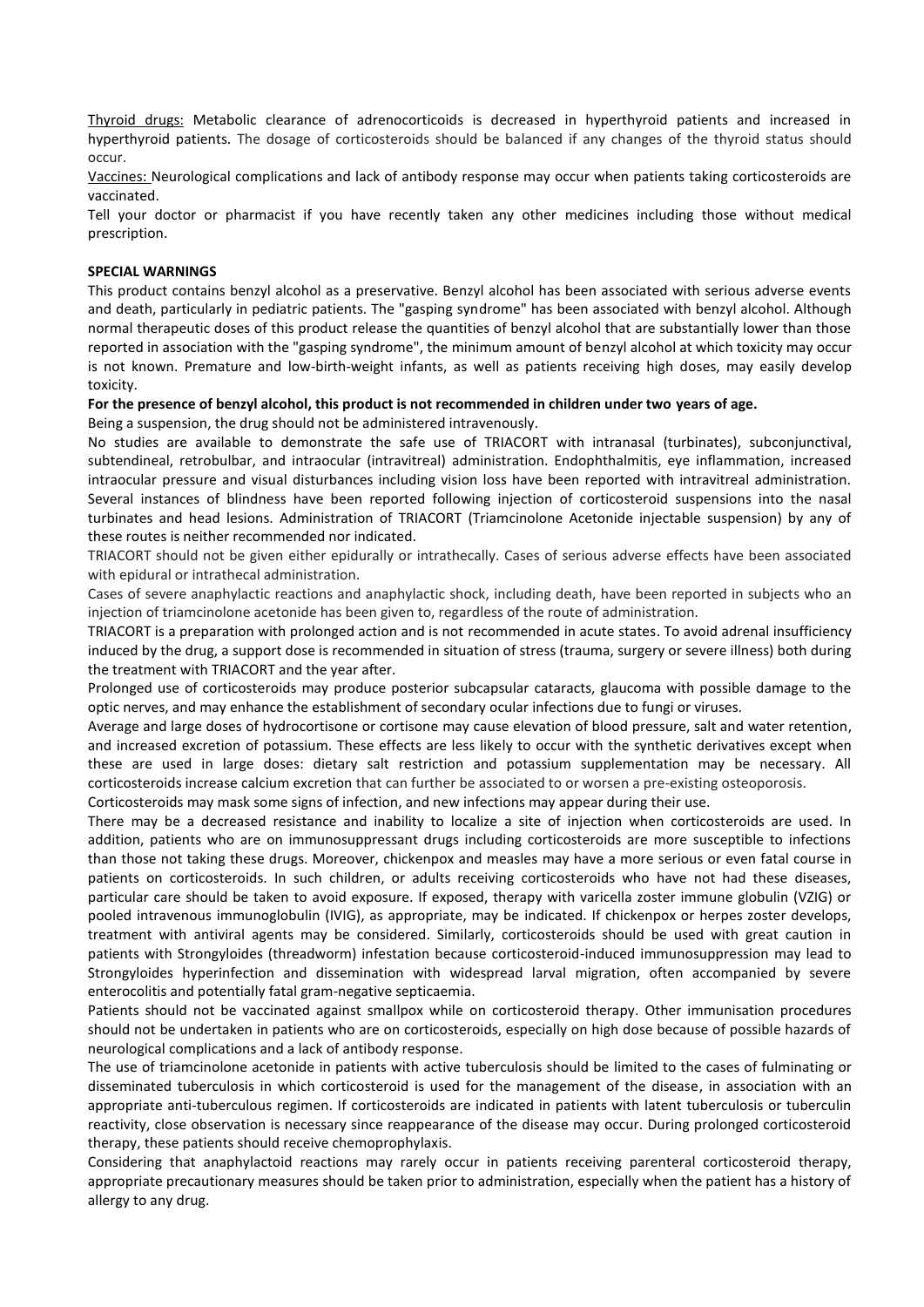Thyroid drugs: Metabolic clearance of adrenocorticoids is decreased in hyperthyroid patients and increased in hyperthyroid patients. The dosage of corticosteroids should be balanced if any changes of the thyroid status should occur.

Vaccines: Neurological complications and lack of antibody response may occur when patients taking corticosteroids are vaccinated.

Tell your doctor or pharmacist if you have recently taken any other medicines including those without medical prescription.

**SPECIAL WARNINGS**

This product contains benzyl alcohol as a preservative. Benzyl alcohol has been associated with serious adverse events and death, particularly in pediatric patients. The "gasping syndrome" has been associated with benzyl alcohol. Although normal therapeutic doses of this product release the quantities of benzyl alcohol that are substantially lower than those reported in association with the "gasping syndrome", the minimum amount of benzyl alcohol at which toxicity may occur is not known. Premature and low-birth-weight infants, as well as patients receiving high doses, may easily develop toxicity.

**For the presence of benzyl alcohol, this product is not recommended in children under two years of age.**

Being a suspension, the drug should not be administered intravenously.

No studies are available to demonstrate the safe use of TRIACORT with intranasal (turbinates), subconjunctival, subtendineal, retrobulbar, and intraocular (intravitreal) administration. Endophthalmitis, eye inflammation, increased intraocular pressure and visual disturbances including vision loss have been reported with intravitreal administration. Several instances of blindness have been reported following injection of corticosteroid suspensions into the nasal turbinates and head lesions. Administration of TRIACORT (Triamcinolone Acetonide injectable suspension) by any of these routes is neither recommended nor indicated.

TRIACORT should not be given either epidurally or intrathecally. Cases of serious adverse effects have been associated with epidural or intrathecal administration.

Cases of severe anaphylactic reactions and anaphylactic shock, including death, have been reported in subjects who an injection of triamcinolone acetonide has been given to, regardless of the route of administration.

TRIACORT is a preparation with prolonged action and is not recommended in acute states. To avoid adrenal insufficiency induced by the drug, a support dose is recommended in situation of stress (trauma, surgery or severe illness) both during the treatment with TRIACORT and the year after.

Prolonged use of corticosteroids may produce posterior subcapsular cataracts, glaucoma with possible damage to the optic nerves, and may enhance the establishment of secondary ocular infections due to fungi or viruses.

Average and large doses of hydrocortisone or cortisone may cause elevation of blood pressure, salt and water retention, and increased excretion of potassium. These effects are less likely to occur with the synthetic derivatives except when these are used in large doses: dietary salt restriction and potassium supplementation may be necessary. All corticosteroids increase calcium excretion that can further be associated to or worsen a pre-existing osteoporosis.

Corticosteroids may mask some signs of infection, and new infections may appear during their use.

There may be a decreased resistance and inability to localize a site of injection when corticosteroids are used. In addition, patients who are on immunosuppressant drugs including corticosteroids are more susceptible to infections than those not taking these drugs. Moreover, chickenpox and measles may have a more serious or even fatal course in patients on corticosteroids. In such children, or adults receiving corticosteroids who have not had these diseases, particular care should be taken to avoid exposure. If exposed, therapy with varicella zoster immune globulin (VZIG) or pooled intravenous immunoglobulin (IVIG), as appropriate, may be indicated. If chickenpox or herpes zoster develops, treatment with antiviral agents may be considered. Similarly, corticosteroids should be used with great caution in patients with Strongyloides (threadworm) infestation because corticosteroid-induced immunosuppression may lead to Strongyloides hyperinfection and dissemination with widespread larval migration, often accompanied by severe enterocolitis and potentially fatal gram-negative septicaemia.

Patients should not be vaccinated against smallpox while on corticosteroid therapy. Other immunisation procedures should not be undertaken in patients who are on corticosteroids, especially on high dose because of possible hazards of neurological complications and a lack of antibody response.

The use of triamcinolone acetonide in patients with active tuberculosis should be limited to the cases of fulminating or disseminated tuberculosis in which corticosteroid is used for the management of the disease, in association with an appropriate anti-tuberculous regimen. If corticosteroids are indicated in patients with latent tuberculosis or tuberculin reactivity, close observation is necessary since reappearance of the disease may occur. During prolonged corticosteroid therapy, these patients should receive chemoprophylaxis.

Considering that anaphylactoid reactions may rarely occur in patients receiving parenteral corticosteroid therapy, appropriate precautionary measures should be taken prior to administration, especially when the patient has a history of allergy to any drug.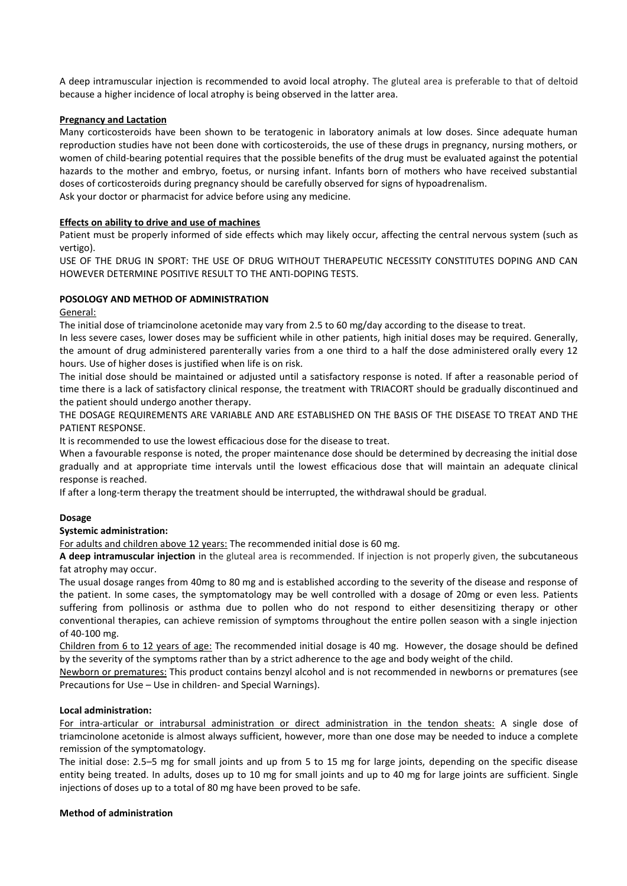A deep intramuscular injection is recommended to avoid local atrophy. The gluteal area is preferable to that of deltoid because a higher incidence of local atrophy is being observed in the latter area.

**Pregnancy and Lactation**

Many corticosteroids have been shown to be teratogenic in laboratory animals at low doses. Since adequate human reproduction studies have not been done with corticosteroids, the use of these drugs in pregnancy, nursing mothers, or women of child-bearing potential requires that the possible benefits of the drug must be evaluated against the potential hazards to the mother and embryo, foetus, or nursing infant. Infants born of mothers who have received substantial doses of corticosteroids during pregnancy should be carefully observed for signs of hypoadrenalism.
Ask your doctor or pharmacist for advice before using any medicine.

**Effects on ability to drive and use of machines**

Patient must be properly informed of side effects which may likely occur, affecting the central nervous system (such as vertigo).
USE OF THE DRUG IN SPORT: THE USE OF DRUG WITHOUT THERAPEUTIC NECESSITY CONSTITUTES DOPING AND CAN HOWEVER DETERMINE POSITIVE RESULT TO THE ANTI-DOPING TESTS.

## POSOLOGY AND METHOD OF ADMINISTRATION

General:

The initial dose of triamcinolone acetonide may vary from 2.5 to 60 mg/day according to the disease to treat.
In less severe cases, lower doses may be sufficient while in other patients, high initial doses may be required. Generally, the amount of drug administered parenterally varies from a one third to a half the dose administered orally every 12 hours. Use of higher doses is justified when life is on risk.
The initial dose should be maintained or adjusted until a satisfactory response is noted. If after a reasonable period of time there is a lack of satisfactory clinical response, the treatment with TRIACORT should be gradually discontinued and the patient should undergo another therapy.
THE DOSAGE REQUIREMENTS ARE VARIABLE AND ARE ESTABLISHED ON THE BASIS OF THE DISEASE TO TREAT AND THE PATIENT RESPONSE.
It is recommended to use the lowest efficacious dose for the disease to treat.
When a favourable response is noted, the proper maintenance dose should be determined by decreasing the initial dose gradually and at appropriate time intervals until the lowest efficacious dose that will maintain an adequate clinical response is reached.
If after a long-term therapy the treatment should be interrupted, the withdrawal should be gradual.

**Dosage**

**Systemic administration:**

For adults and children above 12 years: The recommended initial dose is 60 mg.
**A deep intramuscular injection** in the gluteal area is recommended. If injection is not properly given, the subcutaneous fat atrophy may occur.
The usual dosage ranges from 40mg to 80 mg and is established according to the severity of the disease and response of the patient. In some cases, the symptomatology may be well controlled with a dosage of 20mg or even less. Patients suffering from pollinosis or asthma due to pollen who do not respond to either desensitizing therapy or other conventional therapies, can achieve remission of symptoms throughout the entire pollen season with a single injection of 40-100 mg.
Children from 6 to 12 years of age: The recommended initial dosage is 40 mg. However, the dosage should be defined by the severity of the symptoms rather than by a strict adherence to the age and body weight of the child.
Newborn or prematures: This product contains benzyl alcohol and is not recommended in newborns or prematures (see Precautions for Use – Use in children- and Special Warnings).

**Local administration:**

For intra-articular or intrabursal administration or direct administration in the tendon sheats: A single dose of triamcinolone acetonide is almost always sufficient, however, more than one dose may be needed to induce a complete remission of the symptomatology.
The initial dose: 2.5–5 mg for small joints and up from 5 to 15 mg for large joints, depending on the specific disease entity being treated. In adults, doses up to 10 mg for small joints and up to 40 mg for large joints are sufficient. Single injections of doses up to a total of 80 mg have been proved to be safe.

**Method of administration**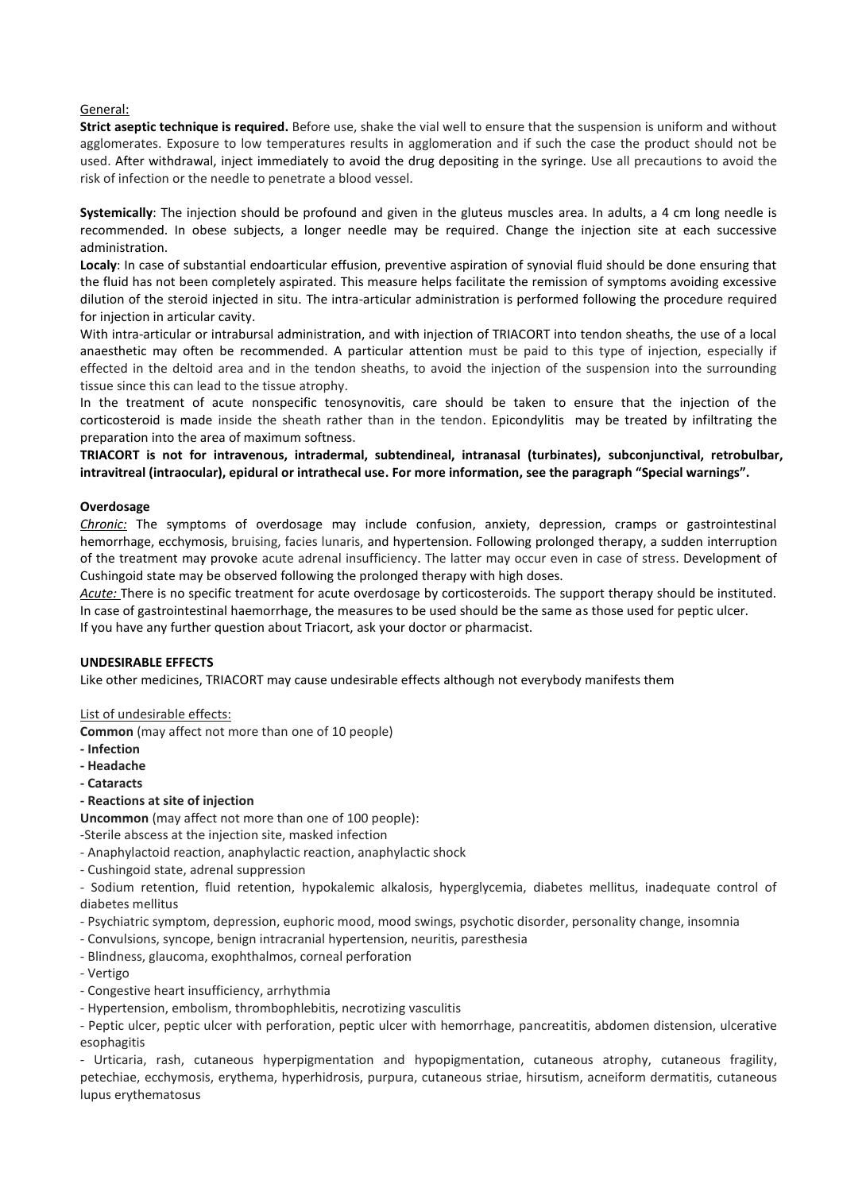General:

**Strict aseptic technique is required.** Before use, shake the vial well to ensure that the suspension is uniform and without agglomerates. Exposure to low temperatures results in agglomeration and if such the case the product should not be used. After withdrawal, inject immediately to avoid the drug depositing in the syringe. Use all precautions to avoid the risk of infection or the needle to penetrate a blood vessel.

**Systemically**: The injection should be profound and given in the gluteus muscles area. In adults, a 4 cm long needle is recommended. In obese subjects, a longer needle may be required. Change the injection site at each successive administration.

**Localy**: In case of substantial endoarticular effusion, preventive aspiration of synovial fluid should be done ensuring that the fluid has not been completely aspirated. This measure helps facilitate the remission of symptoms avoiding excessive dilution of the steroid injected in situ. The intra-articular administration is performed following the procedure required for injection in articular cavity.

With intra-articular or intrabursal administration, and with injection of TRIACORT into tendon sheaths, the use of a local anaesthetic may often be recommended. A particular attention must be paid to this type of injection, especially if effected in the deltoid area and in the tendon sheaths, to avoid the injection of the suspension into the surrounding tissue since this can lead to the tissue atrophy.

In the treatment of acute nonspecific tenosynovitis, care should be taken to ensure that the injection of the corticosteroid is made inside the sheath rather than in the tendon. Epicondylitis may be treated by infiltrating the preparation into the area of maximum softness.

**TRIACORT is not for intravenous, intradermal, subtendineal, intranasal (turbinates), subconjunctival, retrobulbar, intravitreal (intraocular), epidural or intrathecal use. For more information, see the paragraph "Special warnings".**

**Overdosage**

*Chronic:* The symptoms of overdosage may include confusion, anxiety, depression, cramps or gastrointestinal hemorrhage, ecchymosis, bruising, facies lunaris, and hypertension. Following prolonged therapy, a sudden interruption of the treatment may provoke acute adrenal insufficiency. The latter may occur even in case of stress. Development of Cushingoid state may be observed following the prolonged therapy with high doses.

*Acute:* There is no specific treatment for acute overdosage by corticosteroids. The support therapy should be instituted. In case of gastrointestinal haemorrhage, the measures to be used should be the same as those used for peptic ulcer.

If you have any further question about Triacort, ask your doctor or pharmacist.

**UNDESIRABLE EFFECTS**

Like other medicines, TRIACORT may cause undesirable effects although not everybody manifests them

List of undesirable effects:

**Common** (may affect not more than one of 10 people)

- **Infection**
- **Headache**
- **Cataracts**
- **Reactions at site of injection**

**Uncommon** (may affect not more than one of 100 people):

- Sterile abscess at the injection site, masked infection
- Anaphylactoid reaction, anaphylactic reaction, anaphylactic shock
- Cushingoid state, adrenal suppression
- Sodium retention, fluid retention, hypokalemic alkalosis, hyperglycemia, diabetes mellitus, inadequate control of diabetes mellitus
- Psychiatric symptom, depression, euphoric mood, mood swings, psychotic disorder, personality change, insomnia
- Convulsions, syncope, benign intracranial hypertension, neuritis, paresthesia
- Blindness, glaucoma, exophthalmos, corneal perforation
- Vertigo
- Congestive heart insufficiency, arrhythmia
- Hypertension, embolism, thrombophlebitis, necrotizing vasculitis
- Peptic ulcer, peptic ulcer with perforation, peptic ulcer with hemorrhage, pancreatitis, abdomen distension, ulcerative esophagitis
- Urticaria, rash, cutaneous hyperpigmentation and hypopigmentation, cutaneous atrophy, cutaneous fragility, petechiae, ecchymosis, erythema, hyperhidrosis, purpura, cutaneous striae, hirsutism, acneiform dermatitis, cutaneous lupus erythematosus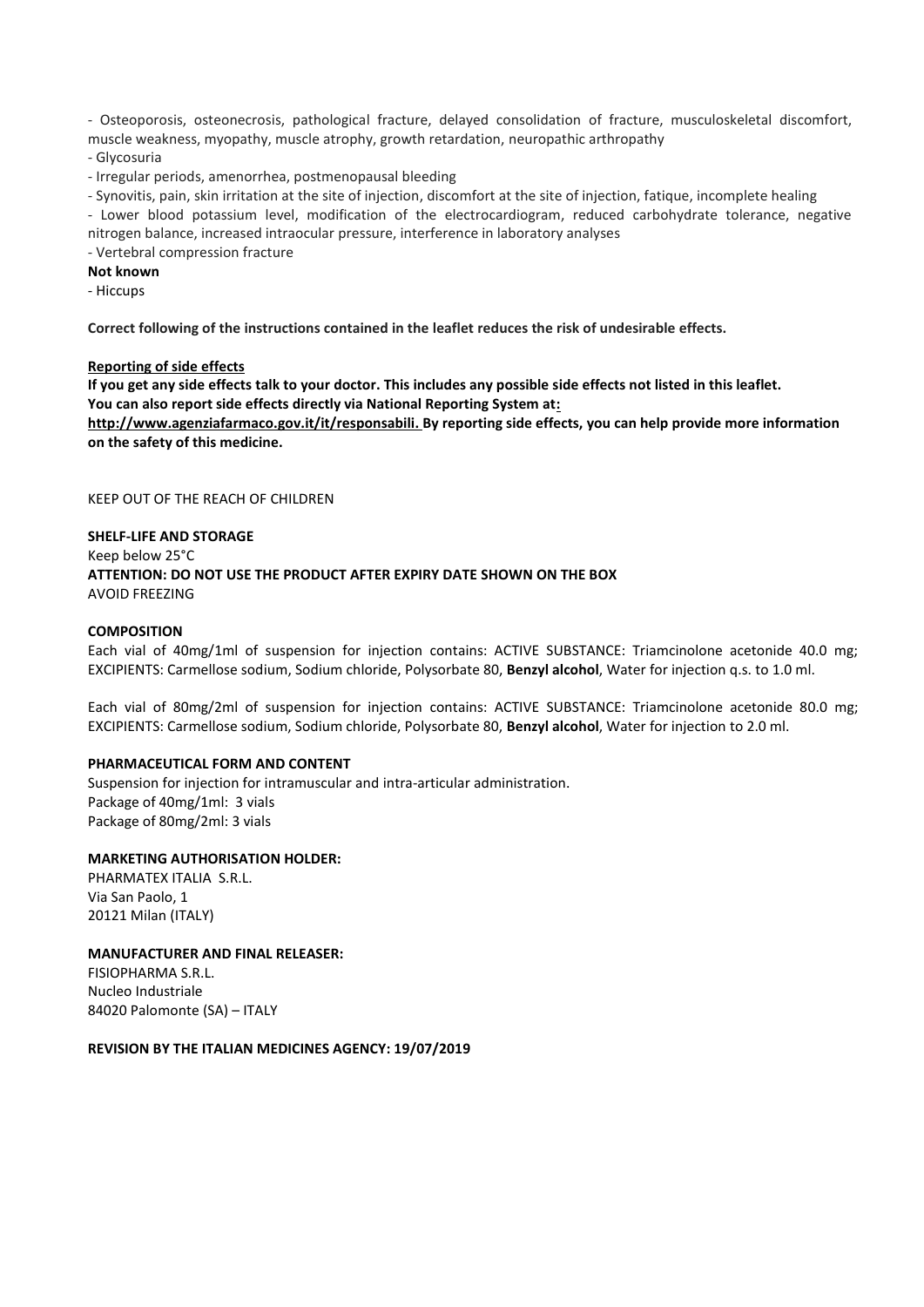- Osteoporosis, osteonecrosis, pathological fracture, delayed consolidation of fracture, musculoskeletal discomfort, muscle weakness, myopathy, muscle atrophy, growth retardation, neuropathic arthropathy
- Glycosuria
- Irregular periods, amenorrhea, postmenopausal bleeding
- Synovitis, pain, skin irritation at the site of injection, discomfort at the site of injection, fatique, incomplete healing
- Lower blood potassium level, modification of the electrocardiogram, reduced carbohydrate tolerance, negative nitrogen balance, increased intraocular pressure, interference in laboratory analyses
- Vertebral compression fracture

**Not known**

- Hiccups

**Correct following of the instructions contained in the leaflet reduces the risk of undesirable effects.**

**Reporting of side effects**

**If you get any side effects talk to your doctor. This includes any possible side effects not listed in this leaflet. You can also report side effects directly via National Reporting System at: http://www.agenziafarmaco.gov.it/it/responsabili. By reporting side effects, you can help provide more information on the safety of this medicine.**

KEEP OUT OF THE REACH OF CHILDREN

**SHELF-LIFE AND STORAGE**

Keep below 25°C

**ATTENTION: DO NOT USE THE PRODUCT AFTER EXPIRY DATE SHOWN ON THE BOX**

AVOID FREEZING

**COMPOSITION**

Each vial of 40mg/1ml of suspension for injection contains: ACTIVE SUBSTANCE: Triamcinolone acetonide 40.0 mg; EXCIPIENTS: Carmellose sodium, Sodium chloride, Polysorbate 80, **Benzyl alcohol**, Water for injection q.s. to 1.0 ml.

Each vial of 80mg/2ml of suspension for injection contains: ACTIVE SUBSTANCE: Triamcinolone acetonide 80.0 mg; EXCIPIENTS: Carmellose sodium, Sodium chloride, Polysorbate 80, **Benzyl alcohol**, Water for injection to 2.0 ml.

**PHARMACEUTICAL FORM AND CONTENT**

Suspension for injection for intramuscular and intra-articular administration.
Package of 40mg/1ml: 3 vials
Package of 80mg/2ml: 3 vials

**MARKETING AUTHORISATION HOLDER:**

PHARMATEX ITALIA S.R.L.
Via San Paolo, 1
20121 Milan (ITALY)

**MANUFACTURER AND FINAL RELEASER:**

FISIOPHARMA S.R.L.
Nucleo Industriale
84020 Palomonte (SA) – ITALY

**REVISION BY THE ITALIAN MEDICINES AGENCY: 19/07/2019**